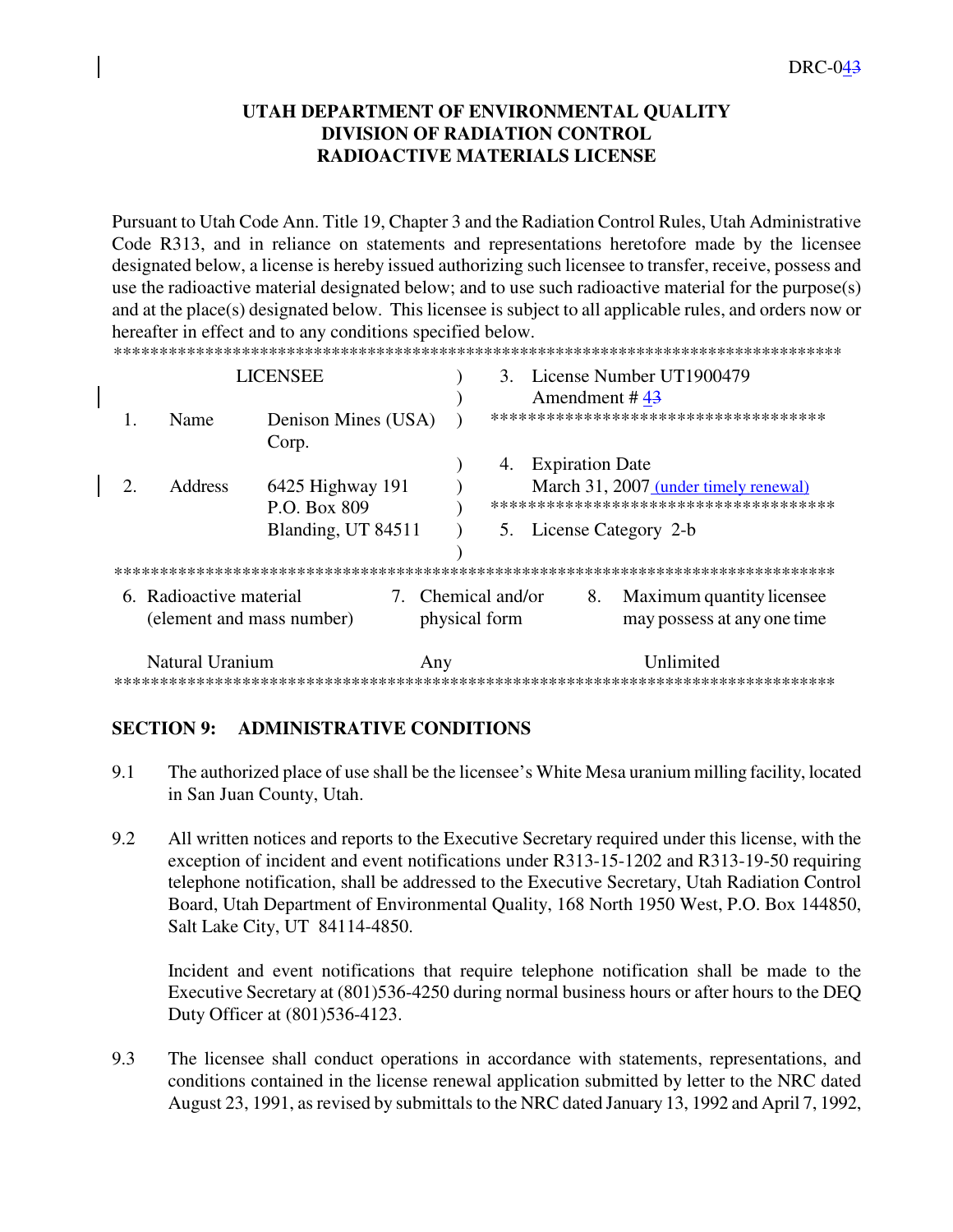DRC-043

**UTAH DEPARTMENT OF ENVIRONMENTAL QUALITY**
**DIVISION OF RADIATION CONTROL**
**RADIOACTIVE MATERIALS LICENSE**

Pursuant to Utah Code Ann. Title 19, Chapter 3 and the Radiation Control Rules, Utah Administrative Code R313, and in reliance on statements and representations heretofore made by the licensee designated below, a license is hereby issued authorizing such licensee to transfer, receive, possess and use the radioactive material designated below; and to use such radioactive material for the purpose(s) and at the place(s) designated below. This licensee is subject to all applicable rules, and orders now or hereafter in effect and to any conditions specified below.

| LICENSEE | | | |
|---|---|---|---|
| 1. Name | Denison Mines (USA) Corp. | 3. License Number UT1900479 Amendment # 43 | |
| 2. Address | 6425 Highway 191 P.O. Box 809 Blanding, UT 84511 | 4. Expiration Date March 31, 2007 (under timely renewal) | 5. License Category 2-b |

| 6. Radioactive material (element and mass number) | 7. Chemical and/or physical form | 8. Maximum quantity licensee may possess at any one time |
|---|---|---|
| Natural Uranium | Any | Unlimited |

## SECTION 9: ADMINISTRATIVE CONDITIONS

9.1 The authorized place of use shall be the licensee's White Mesa uranium milling facility, located in San Juan County, Utah.

9.2 All written notices and reports to the Executive Secretary required under this license, with the exception of incident and event notifications under R313-15-1202 and R313-19-50 requiring telephone notification, shall be addressed to the Executive Secretary, Utah Radiation Control Board, Utah Department of Environmental Quality, 168 North 1950 West, P.O. Box 144850, Salt Lake City, UT 84114-4850.

Incident and event notifications that require telephone notification shall be made to the Executive Secretary at (801)536-4250 during normal business hours or after hours to the DEQ Duty Officer at (801)536-4123.

9.3 The licensee shall conduct operations in accordance with statements, representations, and conditions contained in the license renewal application submitted by letter to the NRC dated August 23, 1991, as revised by submittals to the NRC dated January 13, 1992 and April 7, 1992,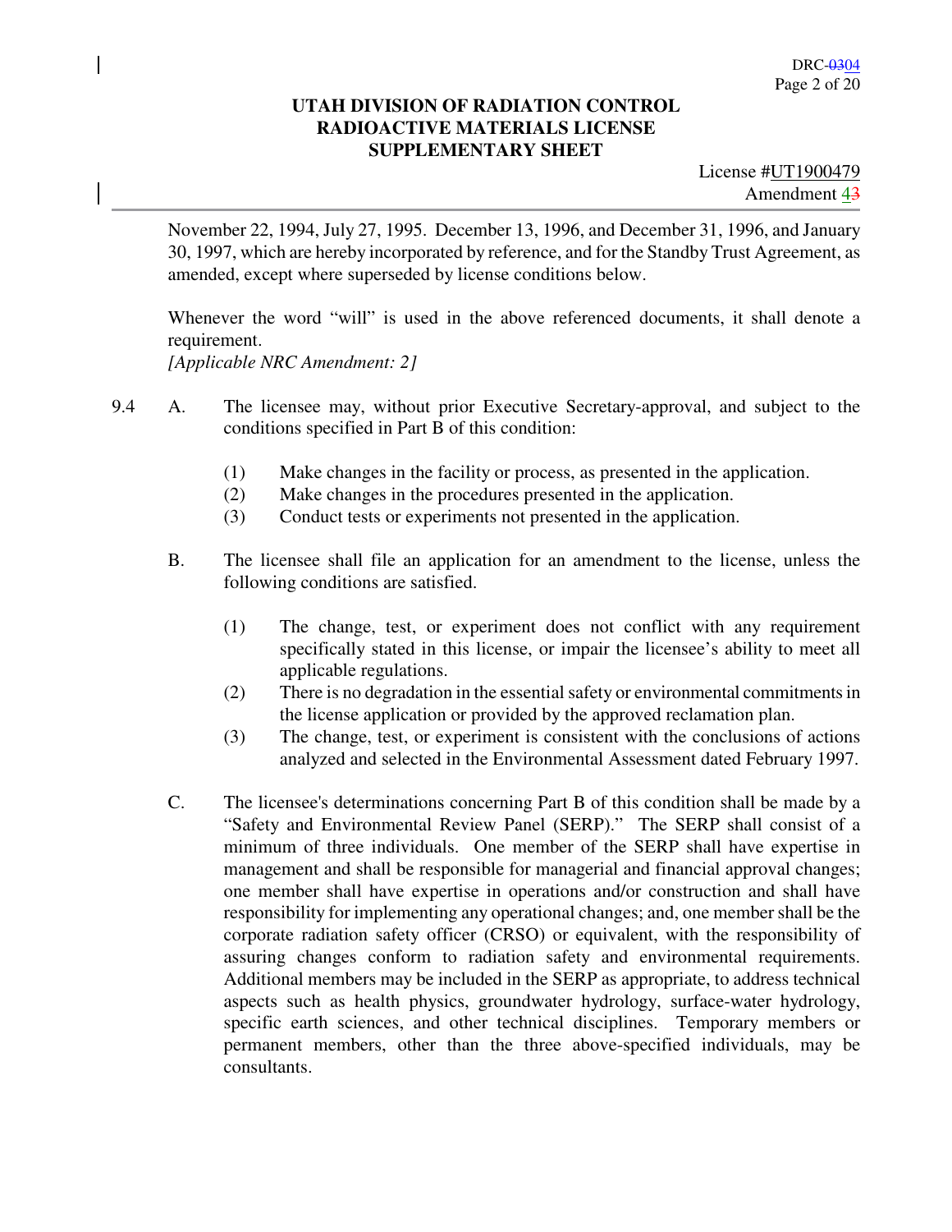November 22, 1994, July 27, 1995. December 13, 1996, and December 31, 1996, and January 30, 1997, which are hereby incorporated by reference, and for the Standby Trust Agreement, as amended, except where superseded by license conditions below.

Whenever the word "will" is used in the above referenced documents, it shall denote a requirement.
*[Applicable NRC Amendment: 2]*

9.4 A. The licensee may, without prior Executive Secretary-approval, and subject to the conditions specified in Part B of this condition:

(1) Make changes in the facility or process, as presented in the application.
(2) Make changes in the procedures presented in the application.
(3) Conduct tests or experiments not presented in the application.

B. The licensee shall file an application for an amendment to the license, unless the following conditions are satisfied.

(1) The change, test, or experiment does not conflict with any requirement specifically stated in this license, or impair the licensee's ability to meet all applicable regulations.
(2) There is no degradation in the essential safety or environmental commitments in the license application or provided by the approved reclamation plan.
(3) The change, test, or experiment is consistent with the conclusions of actions analyzed and selected in the Environmental Assessment dated February 1997.

C. The licensee's determinations concerning Part B of this condition shall be made by a "Safety and Environmental Review Panel (SERP)." The SERP shall consist of a minimum of three individuals. One member of the SERP shall have expertise in management and shall be responsible for managerial and financial approval changes; one member shall have expertise in operations and/or construction and shall have responsibility for implementing any operational changes; and, one member shall be the corporate radiation safety officer (CRSO) or equivalent, with the responsibility of assuring changes conform to radiation safety and environmental requirements. Additional members may be included in the SERP as appropriate, to address technical aspects such as health physics, groundwater hydrology, surface-water hydrology, specific earth sciences, and other technical disciplines. Temporary members or permanent members, other than the three above-specified individuals, may be consultants.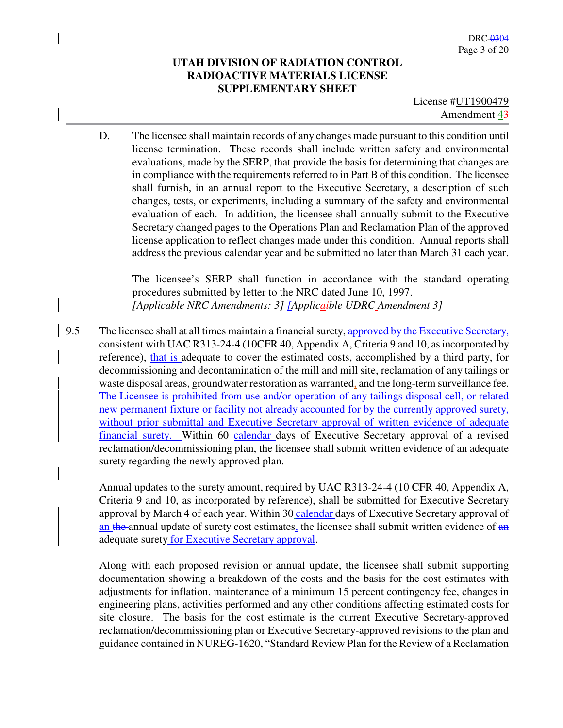D. The licensee shall maintain records of any changes made pursuant to this condition until license termination. These records shall include written safety and environmental evaluations, made by the SERP, that provide the basis for determining that changes are in compliance with the requirements referred to in Part B of this condition. The licensee shall furnish, in an annual report to the Executive Secretary, a description of such changes, tests, or experiments, including a summary of the safety and environmental evaluation of each. In addition, the licensee shall annually submit to the Executive Secretary changed pages to the Operations Plan and Reclamation Plan of the approved license application to reflect changes made under this condition. Annual reports shall address the previous calendar year and be submitted no later than March 31 each year.

The licensee's SERP shall function in accordance with the standard operating procedures submitted by letter to the NRC dated June 10, 1997.
*[Applicable NRC Amendments: 3] [Applicable UDRC Amendment 3]*

9.5 The licensee shall at all times maintain a financial surety, approved by the Executive Secretary, consistent with UAC R313-24-4 (10CFR 40, Appendix A, Criteria 9 and 10, as incorporated by reference), that is adequate to cover the estimated costs, accomplished by a third party, for decommissioning and decontamination of the mill and mill site, reclamation of any tailings or waste disposal areas, groundwater restoration as warranted, and the long-term surveillance fee. The Licensee is prohibited from use and/or operation of any tailings disposal cell, or related new permanent fixture or facility not already accounted for by the currently approved surety, without prior submittal and Executive Secretary approval of written evidence of adequate financial surety. Within 60 calendar days of Executive Secretary approval of a revised reclamation/decommissioning plan, the licensee shall submit written evidence of an adequate surety regarding the newly approved plan.

Annual updates to the surety amount, required by UAC R313-24-4 (10 CFR 40, Appendix A, Criteria 9 and 10, as incorporated by reference), shall be submitted for Executive Secretary approval by March 4 of each year. Within 30 calendar days of Executive Secretary approval of an annual update of surety cost estimates, the licensee shall submit written evidence of adequate surety for Executive Secretary approval.

Along with each proposed revision or annual update, the licensee shall submit supporting documentation showing a breakdown of the costs and the basis for the cost estimates with adjustments for inflation, maintenance of a minimum 15 percent contingency fee, changes in engineering plans, activities performed and any other conditions affecting estimated costs for site closure. The basis for the cost estimate is the current Executive Secretary-approved reclamation/decommissioning plan or Executive Secretary-approved revisions to the plan and guidance contained in NUREG-1620, "Standard Review Plan for the Review of a Reclamation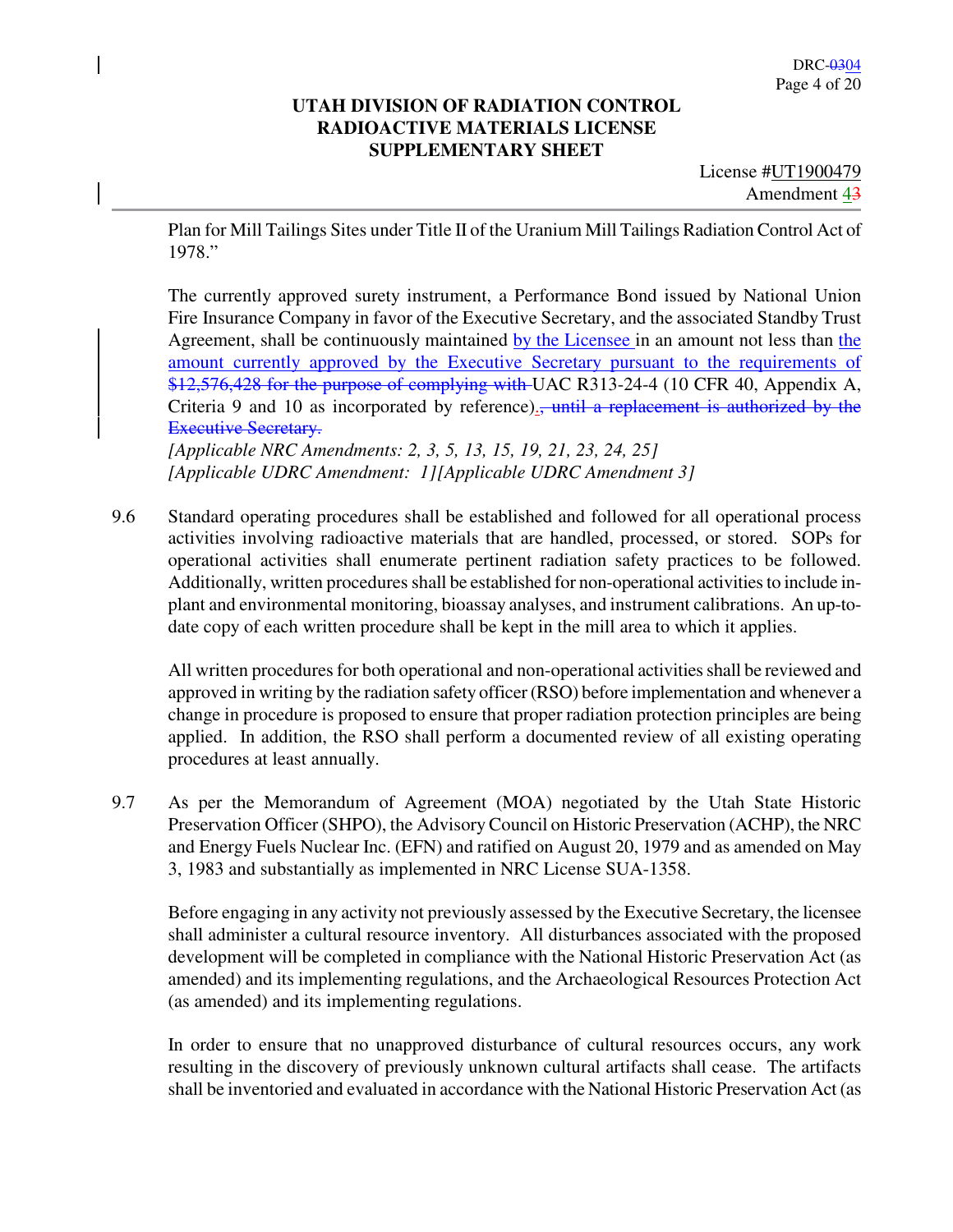Plan for Mill Tailings Sites under Title II of the Uranium Mill Tailings Radiation Control Act of 1978."

The currently approved surety instrument, a Performance Bond issued by National Union Fire Insurance Company in favor of the Executive Secretary, and the associated Standby Trust Agreement, shall be continuously maintained by the Licensee in an amount not less than the amount currently approved by the Executive Secretary pursuant to the requirements of ~~$12,576,428 for the purpose of complying with~~ UAC R313-24-4 (10 CFR 40, Appendix A, Criteria 9 and 10 as incorporated by reference).~~, until a replacement is authorized by the Executive Secretary.~~

*[Applicable NRC Amendments: 2, 3, 5, 13, 15, 19, 21, 23, 24, 25]*
*[Applicable UDRC Amendment: 1][Applicable UDRC Amendment 3]*

9.6 Standard operating procedures shall be established and followed for all operational process activities involving radioactive materials that are handled, processed, or stored. SOPs for operational activities shall enumerate pertinent radiation safety practices to be followed. Additionally, written procedures shall be established for non-operational activities to include in-plant and environmental monitoring, bioassay analyses, and instrument calibrations. An up-to-date copy of each written procedure shall be kept in the mill area to which it applies.

All written procedures for both operational and non-operational activities shall be reviewed and approved in writing by the radiation safety officer (RSO) before implementation and whenever a change in procedure is proposed to ensure that proper radiation protection principles are being applied. In addition, the RSO shall perform a documented review of all existing operating procedures at least annually.

9.7 As per the Memorandum of Agreement (MOA) negotiated by the Utah State Historic Preservation Officer (SHPO), the Advisory Council on Historic Preservation (ACHP), the NRC and Energy Fuels Nuclear Inc. (EFN) and ratified on August 20, 1979 and as amended on May 3, 1983 and substantially as implemented in NRC License SUA-1358.

Before engaging in any activity not previously assessed by the Executive Secretary, the licensee shall administer a cultural resource inventory. All disturbances associated with the proposed development will be completed in compliance with the National Historic Preservation Act (as amended) and its implementing regulations, and the Archaeological Resources Protection Act (as amended) and its implementing regulations.

In order to ensure that no unapproved disturbance of cultural resources occurs, any work resulting in the discovery of previously unknown cultural artifacts shall cease. The artifacts shall be inventoried and evaluated in accordance with the National Historic Preservation Act (as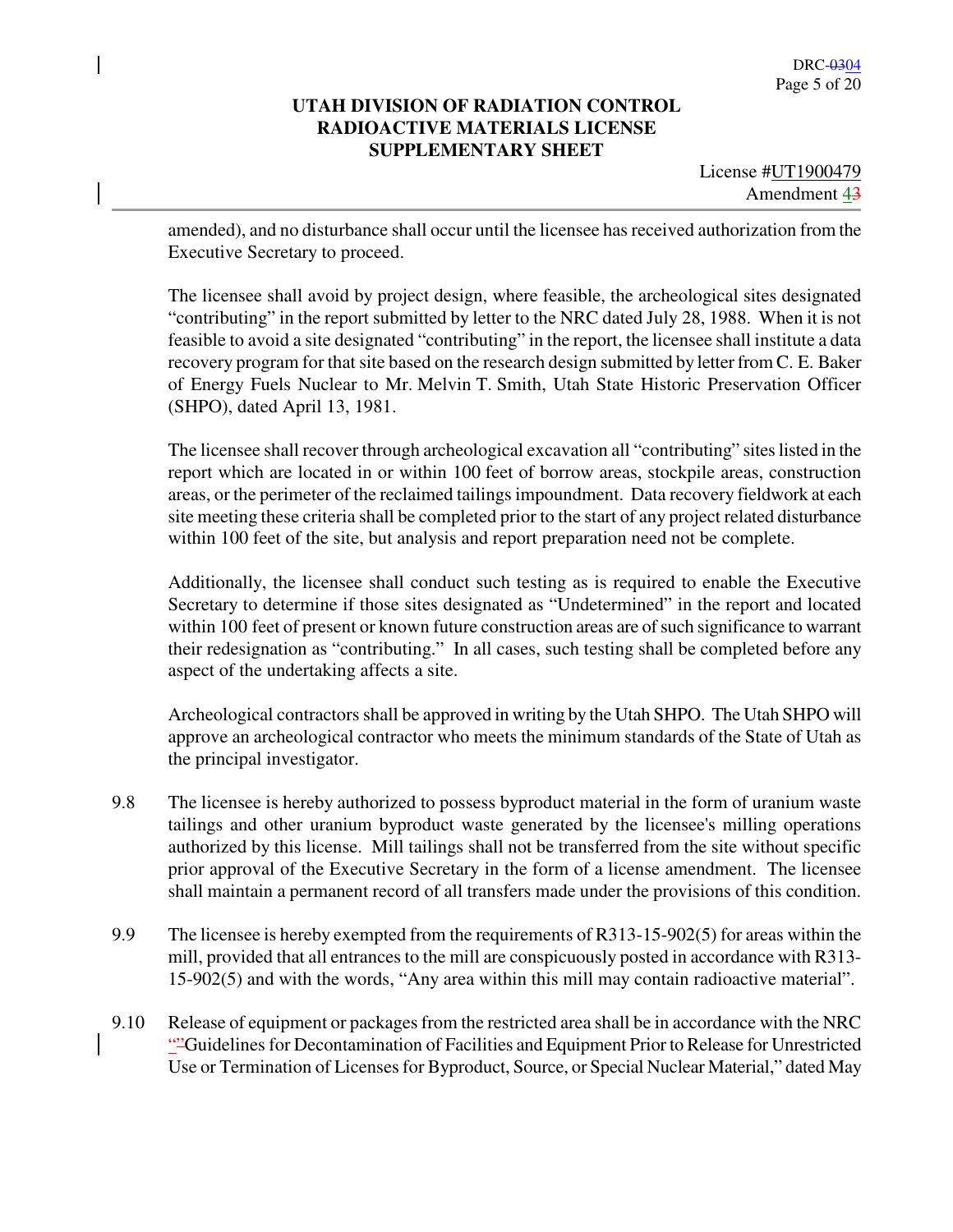amended), and no disturbance shall occur until the licensee has received authorization from the Executive Secretary to proceed.

The licensee shall avoid by project design, where feasible, the archeological sites designated "contributing" in the report submitted by letter to the NRC dated July 28, 1988. When it is not feasible to avoid a site designated "contributing" in the report, the licensee shall institute a data recovery program for that site based on the research design submitted by letter from C. E. Baker of Energy Fuels Nuclear to Mr. Melvin T. Smith, Utah State Historic Preservation Officer (SHPO), dated April 13, 1981.

The licensee shall recover through archeological excavation all "contributing" sites listed in the report which are located in or within 100 feet of borrow areas, stockpile areas, construction areas, or the perimeter of the reclaimed tailings impoundment. Data recovery fieldwork at each site meeting these criteria shall be completed prior to the start of any project related disturbance within 100 feet of the site, but analysis and report preparation need not be complete.

Additionally, the licensee shall conduct such testing as is required to enable the Executive Secretary to determine if those sites designated as "Undetermined" in the report and located within 100 feet of present or known future construction areas are of such significance to warrant their redesignation as "contributing." In all cases, such testing shall be completed before any aspect of the undertaking affects a site.

Archeological contractors shall be approved in writing by the Utah SHPO. The Utah SHPO will approve an archeological contractor who meets the minimum standards of the State of Utah as the principal investigator.

9.8 The licensee is hereby authorized to possess byproduct material in the form of uranium waste tailings and other uranium byproduct waste generated by the licensee's milling operations authorized by this license. Mill tailings shall not be transferred from the site without specific prior approval of the Executive Secretary in the form of a license amendment. The licensee shall maintain a permanent record of all transfers made under the provisions of this condition.

9.9 The licensee is hereby exempted from the requirements of R313-15-902(5) for areas within the mill, provided that all entrances to the mill are conspicuously posted in accordance with R313-15-902(5) and with the words, "Any area within this mill may contain radioactive material".

9.10 Release of equipment or packages from the restricted area shall be in accordance with the NRC "Guidelines for Decontamination of Facilities and Equipment Prior to Release for Unrestricted Use or Termination of Licenses for Byproduct, Source, or Special Nuclear Material," dated May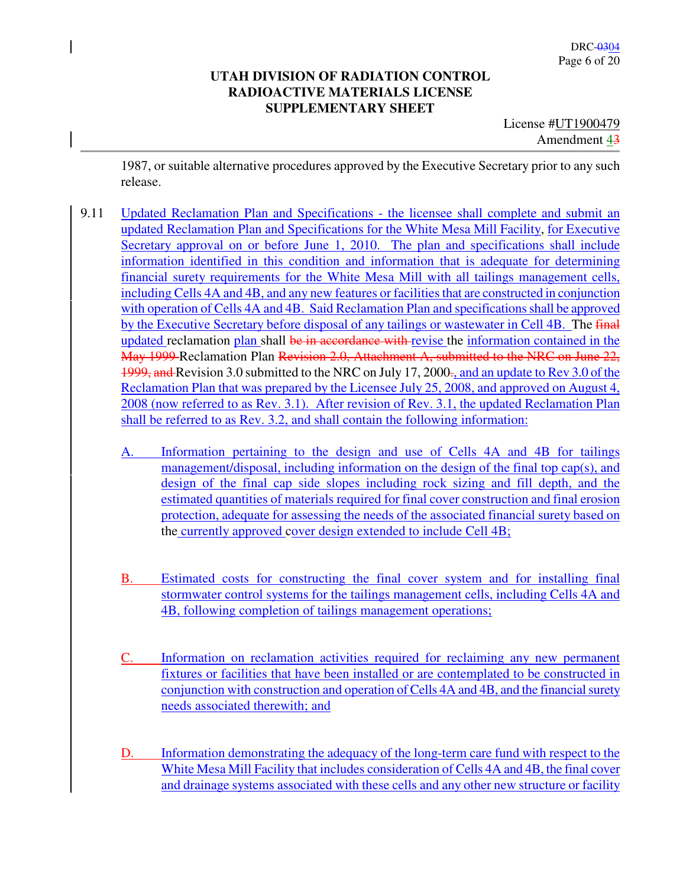1987, or suitable alternative procedures approved by the Executive Secretary prior to any such release.

9.11 Updated Reclamation Plan and Specifications - the licensee shall complete and submit an updated Reclamation Plan and Specifications for the White Mesa Mill Facility, for Executive Secretary approval on or before June 1, 2010. The plan and specifications shall include information identified in this condition and information that is adequate for determining financial surety requirements for the White Mesa Mill with all tailings management cells, including Cells 4A and 4B, and any new features or facilities that are constructed in conjunction with operation of Cells 4A and 4B. Said Reclamation Plan and specifications shall be approved by the Executive Secretary before disposal of any tailings or wastewater in Cell 4B. The ~~final~~ updated reclamation plan shall ~~be in accordance with~~ revise the information contained in the ~~May 1999~~ Reclamation Plan ~~Revision 2.0, Attachment A, submitted to the NRC on June 22, 1999, and~~ Revision 3.0 submitted to the NRC on July 17, 2000~~.~~, and an update to Rev 3.0 of the Reclamation Plan that was prepared by the Licensee July 25, 2008, and approved on August 4, 2008 (now referred to as Rev. 3.1). After revision of Rev. 3.1, the updated Reclamation Plan shall be referred to as Rev. 3.2, and shall contain the following information:

A. Information pertaining to the design and use of Cells 4A and 4B for tailings management/disposal, including information on the design of the final top cap(s), and design of the final cap side slopes including rock sizing and fill depth, and the estimated quantities of materials required for final cover construction and final erosion protection, adequate for assessing the needs of the associated financial surety based on the currently approved cover design extended to include Cell 4B;

B. Estimated costs for constructing the final cover system and for installing final stormwater control systems for the tailings management cells, including Cells 4A and 4B, following completion of tailings management operations;

C. Information on reclamation activities required for reclaiming any new permanent fixtures or facilities that have been installed or are contemplated to be constructed in conjunction with construction and operation of Cells 4A and 4B, and the financial surety needs associated therewith; and

D. Information demonstrating the adequacy of the long-term care fund with respect to the White Mesa Mill Facility that includes consideration of Cells 4A and 4B, the final cover and drainage systems associated with these cells and any other new structure or facility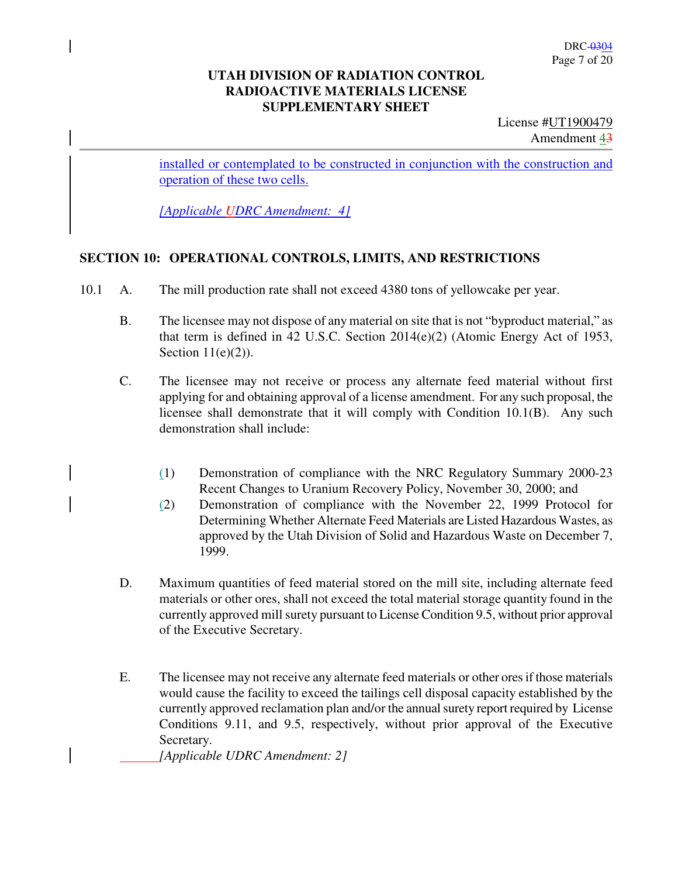UTAH DIVISION OF RADIATION CONTROL
RADIOACTIVE MATERIALS LICENSE
SUPPLEMENTARY SHEET

License #UT1900479
Amendment 4

installed or contemplated to be constructed in conjunction with the construction and operation of these two cells.

*[Applicable UDRC Amendment: 4]*

## SECTION 10: OPERATIONAL CONTROLS, LIMITS, AND RESTRICTIONS

10.1 A. The mill production rate shall not exceed 4380 tons of yellowcake per year.

B. The licensee may not dispose of any material on site that is not "byproduct material," as that term is defined in 42 U.S.C. Section 2014(e)(2) (Atomic Energy Act of 1953, Section 11(e)(2)).

C. The licensee may not receive or process any alternate feed material without first applying for and obtaining approval of a license amendment. For any such proposal, the licensee shall demonstrate that it will comply with Condition 10.1(B). Any such demonstration shall include:

(1) Demonstration of compliance with the NRC Regulatory Summary 2000-23 Recent Changes to Uranium Recovery Policy, November 30, 2000; and

(2) Demonstration of compliance with the November 22, 1999 Protocol for Determining Whether Alternate Feed Materials are Listed Hazardous Wastes, as approved by the Utah Division of Solid and Hazardous Waste on December 7, 1999.

D. Maximum quantities of feed material stored on the mill site, including alternate feed materials or other ores, shall not exceed the total material storage quantity found in the currently approved mill surety pursuant to License Condition 9.5, without prior approval of the Executive Secretary.

E. The licensee may not receive any alternate feed materials or other ores if those materials would cause the facility to exceed the tailings cell disposal capacity established by the currently approved reclamation plan and/or the annual surety report required by License Conditions 9.11, and 9.5, respectively, without prior approval of the Executive Secretary.

*[Applicable UDRC Amendment: 2]*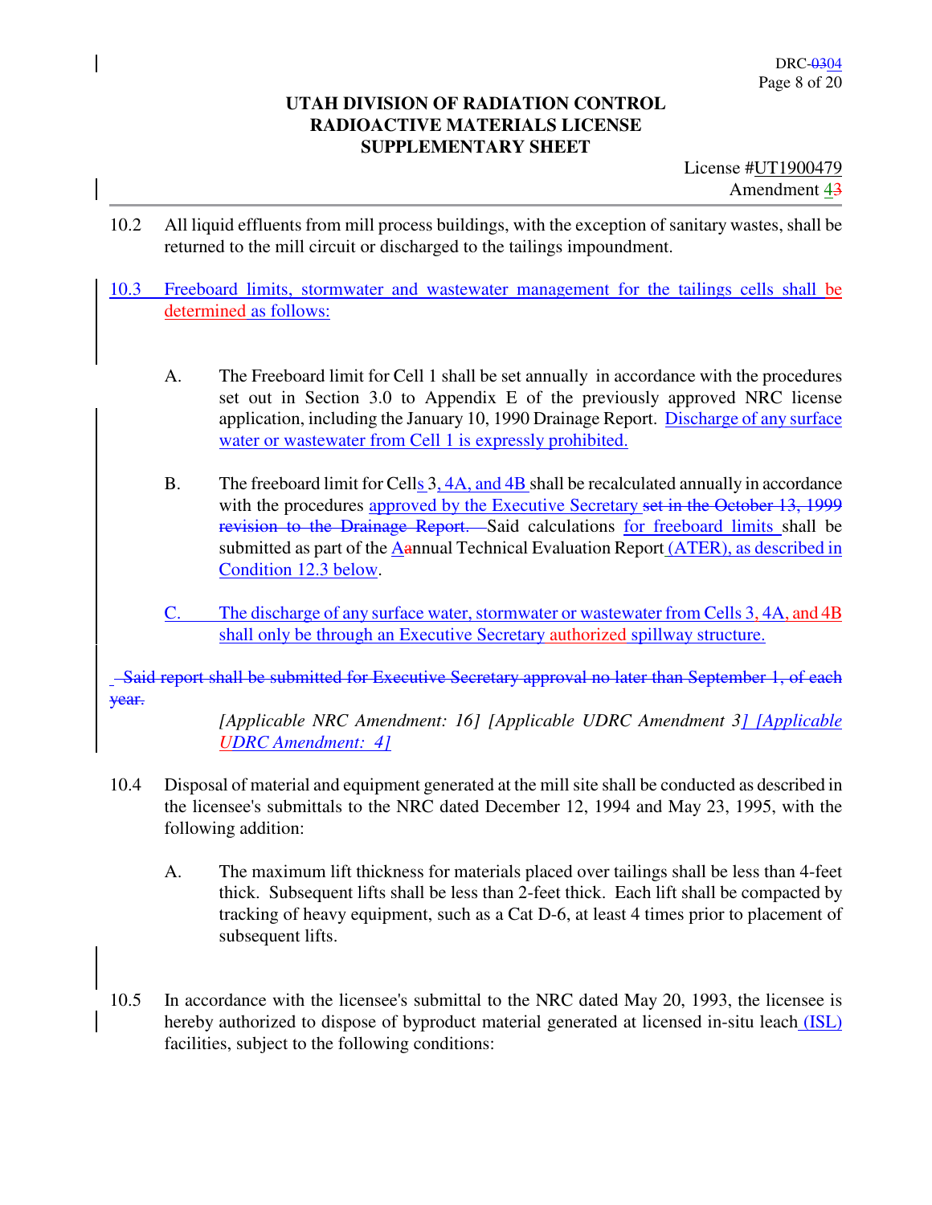**UTAH DIVISION OF RADIATION CONTROL**
**RADIOACTIVE MATERIALS LICENSE**
**SUPPLEMENTARY SHEET**

License #UT1900479
Amendment 4~~3~~

10.2 All liquid effluents from mill process buildings, with the exception of sanitary wastes, shall be returned to the mill circuit or discharged to the tailings impoundment.

10.3 Freeboard limits, stormwater and wastewater management for the tailings cells shall be determined as follows:

A. The Freeboard limit for Cell 1 shall be set annually in accordance with the procedures set out in Section 3.0 to Appendix E of the previously approved NRC license application, including the January 10, 1990 Drainage Report. Discharge of any surface water or wastewater from Cell 1 is expressly prohibited.

B. The freeboard limit for Cells 3, 4A, and 4B shall be recalculated annually in accordance with the procedures approved by the Executive Secretary ~~set in the October 13, 1999 revision to the Drainage Report.~~ Said calculations for freeboard limits shall be submitted as part of the A~~a~~nnual Technical Evaluation Report (ATER), as described in Condition 12.3 below.

C. The discharge of any surface water, stormwater or wastewater from Cells 3, 4A, and 4B shall only be through an Executive Secretary authorized spillway structure.

~~Said report shall be submitted for Executive Secretary approval no later than September 1, of each year.~~

*[Applicable NRC Amendment: 16] [Applicable UDRC Amendment 3] [Applicable UDRC Amendment: 4]*

10.4 Disposal of material and equipment generated at the mill site shall be conducted as described in the licensee's submittals to the NRC dated December 12, 1994 and May 23, 1995, with the following addition:

A. The maximum lift thickness for materials placed over tailings shall be less than 4-feet thick. Subsequent lifts shall be less than 2-feet thick. Each lift shall be compacted by tracking of heavy equipment, such as a Cat D-6, at least 4 times prior to placement of subsequent lifts.

10.5 In accordance with the licensee's submittal to the NRC dated May 20, 1993, the licensee is hereby authorized to dispose of byproduct material generated at licensed in-situ leach (ISL) facilities, subject to the following conditions: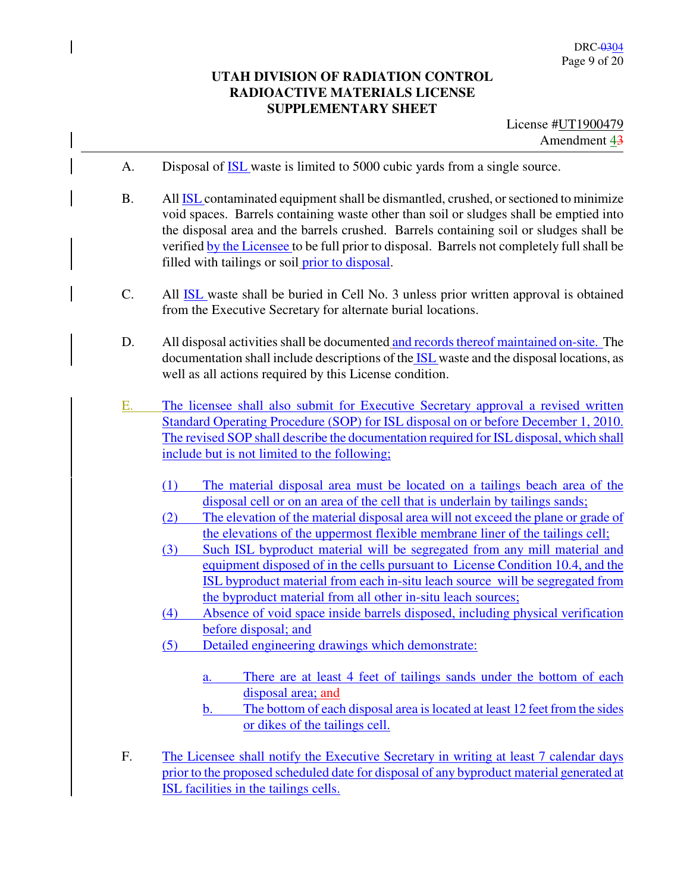# UTAH DIVISION OF RADIATION CONTROL
# RADIOACTIVE MATERIALS LICENSE
# SUPPLEMENTARY SHEET

License #UT1900479
Amendment 4

A. Disposal of ISL waste is limited to 5000 cubic yards from a single source.

B. All ISL contaminated equipment shall be dismantled, crushed, or sectioned to minimize void spaces. Barrels containing waste other than soil or sludges shall be emptied into the disposal area and the barrels crushed. Barrels containing soil or sludges shall be verified by the Licensee to be full prior to disposal. Barrels not completely full shall be filled with tailings or soil prior to disposal.

C. All ISL waste shall be buried in Cell No. 3 unless prior written approval is obtained from the Executive Secretary for alternate burial locations.

D. All disposal activities shall be documented and records thereof maintained on-site. The documentation shall include descriptions of the ISL waste and the disposal locations, as well as all actions required by this License condition.

E. The licensee shall also submit for Executive Secretary approval a revised written Standard Operating Procedure (SOP) for ISL disposal on or before December 1, 2010. The revised SOP shall describe the documentation required for ISL disposal, which shall include but is not limited to the following;

   (1) The material disposal area must be located on a tailings beach area of the disposal cell or on an area of the cell that is underlain by tailings sands;
   (2) The elevation of the material disposal area will not exceed the plane or grade of the elevations of the uppermost flexible membrane liner of the tailings cell;
   (3) Such ISL byproduct material will be segregated from any mill material and equipment disposed of in the cells pursuant to License Condition 10.4, and the ISL byproduct material from each in-situ leach source will be segregated from the byproduct material from all other in-situ leach sources;
   (4) Absence of void space inside barrels disposed, including physical verification before disposal; and
   (5) Detailed engineering drawings which demonstrate:

      a. There are at least 4 feet of tailings sands under the bottom of each disposal area; and
      b. The bottom of each disposal area is located at least 12 feet from the sides or dikes of the tailings cell.

F. The Licensee shall notify the Executive Secretary in writing at least 7 calendar days prior to the proposed scheduled date for disposal of any byproduct material generated at ISL facilities in the tailings cells.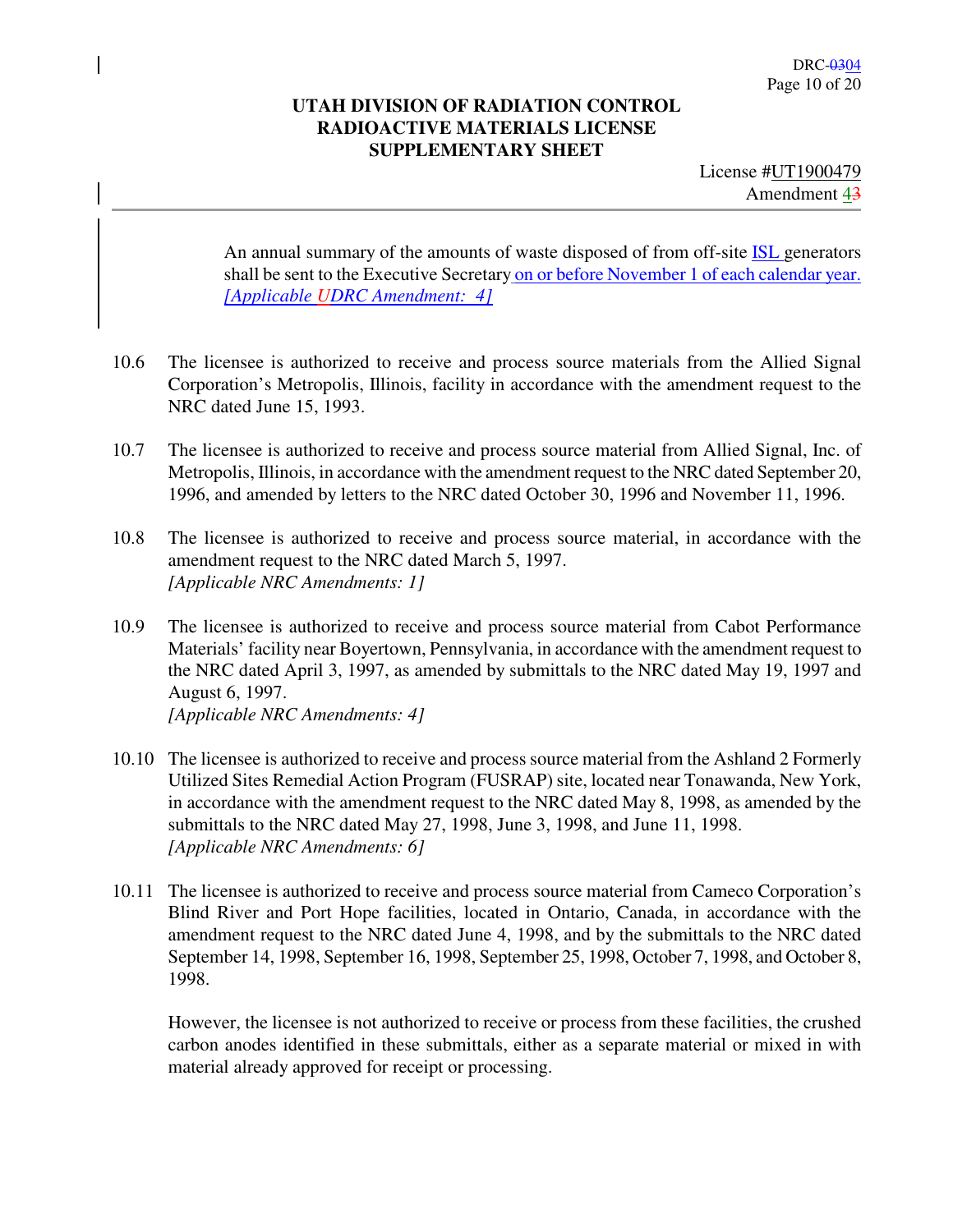An annual summary of the amounts of waste disposed of from off-site ISL generators shall be sent to the Executive Secretary on or before November 1 of each calendar year. *[Applicable UDRC Amendment: 4]*

10.6 The licensee is authorized to receive and process source materials from the Allied Signal Corporation's Metropolis, Illinois, facility in accordance with the amendment request to the NRC dated June 15, 1993.

10.7 The licensee is authorized to receive and process source material from Allied Signal, Inc. of Metropolis, Illinois, in accordance with the amendment request to the NRC dated September 20, 1996, and amended by letters to the NRC dated October 30, 1996 and November 11, 1996.

10.8 The licensee is authorized to receive and process source material, in accordance with the amendment request to the NRC dated March 5, 1997.
*[Applicable NRC Amendments: 1]*

10.9 The licensee is authorized to receive and process source material from Cabot Performance Materials' facility near Boyertown, Pennsylvania, in accordance with the amendment request to the NRC dated April 3, 1997, as amended by submittals to the NRC dated May 19, 1997 and August 6, 1997.
*[Applicable NRC Amendments: 4]*

10.10 The licensee is authorized to receive and process source material from the Ashland 2 Formerly Utilized Sites Remedial Action Program (FUSRAP) site, located near Tonawanda, New York, in accordance with the amendment request to the NRC dated May 8, 1998, as amended by the submittals to the NRC dated May 27, 1998, June 3, 1998, and June 11, 1998.
*[Applicable NRC Amendments: 6]*

10.11 The licensee is authorized to receive and process source material from Cameco Corporation's Blind River and Port Hope facilities, located in Ontario, Canada, in accordance with the amendment request to the NRC dated June 4, 1998, and by the submittals to the NRC dated September 14, 1998, September 16, 1998, September 25, 1998, October 7, 1998, and October 8, 1998.

However, the licensee is not authorized to receive or process from these facilities, the crushed carbon anodes identified in these submittals, either as a separate material or mixed in with material already approved for receipt or processing.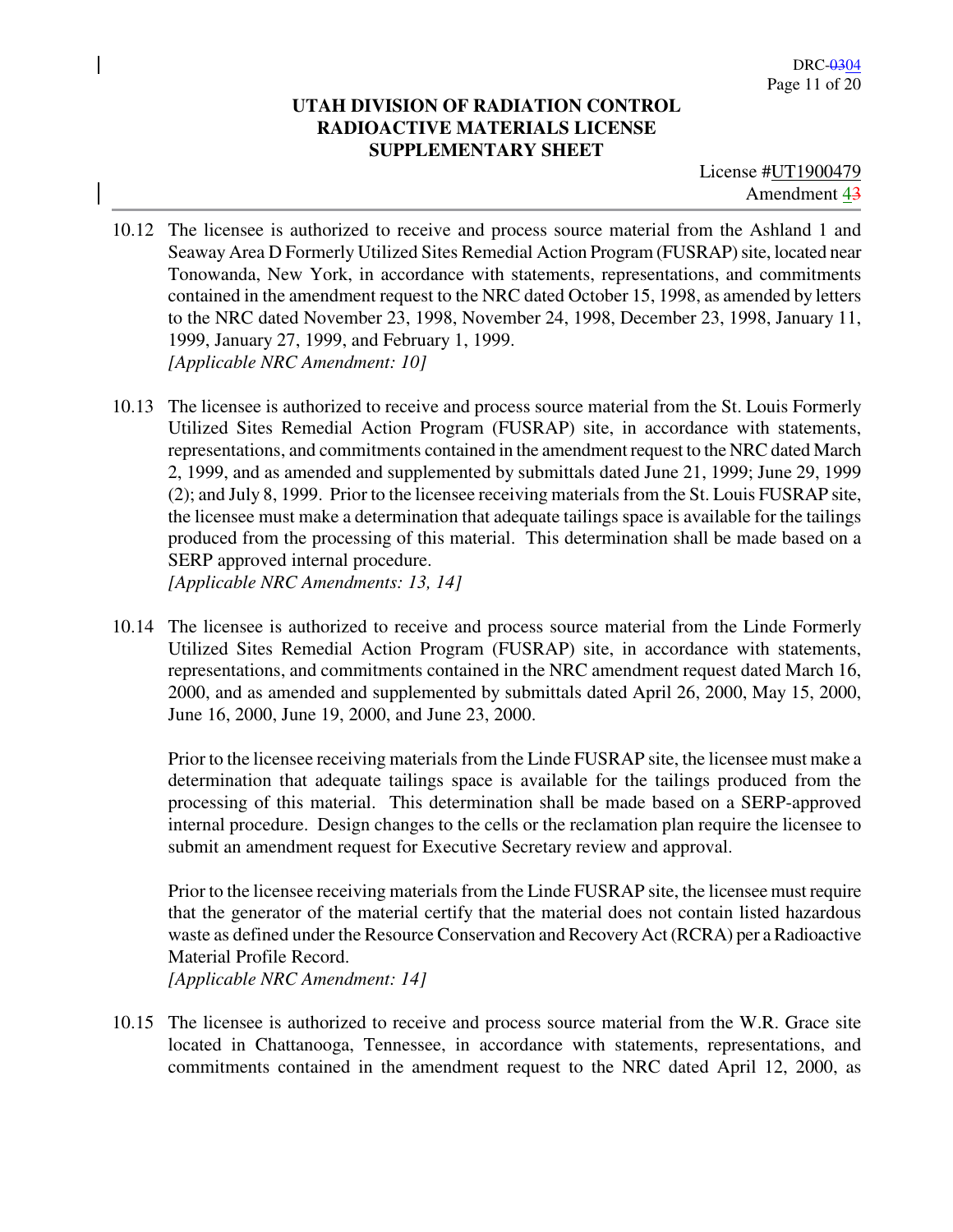**UTAH DIVISION OF RADIATION CONTROL**
**RADIOACTIVE MATERIALS LICENSE**
**SUPPLEMENTARY SHEET**

License #UT1900479
Amendment 4

10.12 The licensee is authorized to receive and process source material from the Ashland 1 and Seaway Area D Formerly Utilized Sites Remedial Action Program (FUSRAP) site, located near Tonowanda, New York, in accordance with statements, representations, and commitments contained in the amendment request to the NRC dated October 15, 1998, as amended by letters to the NRC dated November 23, 1998, November 24, 1998, December 23, 1998, January 11, 1999, January 27, 1999, and February 1, 1999.
*[Applicable NRC Amendment: 10]*

10.13 The licensee is authorized to receive and process source material from the St. Louis Formerly Utilized Sites Remedial Action Program (FUSRAP) site, in accordance with statements, representations, and commitments contained in the amendment request to the NRC dated March 2, 1999, and as amended and supplemented by submittals dated June 21, 1999; June 29, 1999 (2); and July 8, 1999. Prior to the licensee receiving materials from the St. Louis FUSRAP site, the licensee must make a determination that adequate tailings space is available for the tailings produced from the processing of this material. This determination shall be made based on a SERP approved internal procedure.
*[Applicable NRC Amendments: 13, 14]*

10.14 The licensee is authorized to receive and process source material from the Linde Formerly Utilized Sites Remedial Action Program (FUSRAP) site, in accordance with statements, representations, and commitments contained in the NRC amendment request dated March 16, 2000, and as amended and supplemented by submittals dated April 26, 2000, May 15, 2000, June 16, 2000, June 19, 2000, and June 23, 2000.

Prior to the licensee receiving materials from the Linde FUSRAP site, the licensee must make a determination that adequate tailings space is available for the tailings produced from the processing of this material. This determination shall be made based on a SERP-approved internal procedure. Design changes to the cells or the reclamation plan require the licensee to submit an amendment request for Executive Secretary review and approval.

Prior to the licensee receiving materials from the Linde FUSRAP site, the licensee must require that the generator of the material certify that the material does not contain listed hazardous waste as defined under the Resource Conservation and Recovery Act (RCRA) per a Radioactive Material Profile Record.
*[Applicable NRC Amendment: 14]*

10.15 The licensee is authorized to receive and process source material from the W.R. Grace site located in Chattanooga, Tennessee, in accordance with statements, representations, and commitments contained in the amendment request to the NRC dated April 12, 2000, as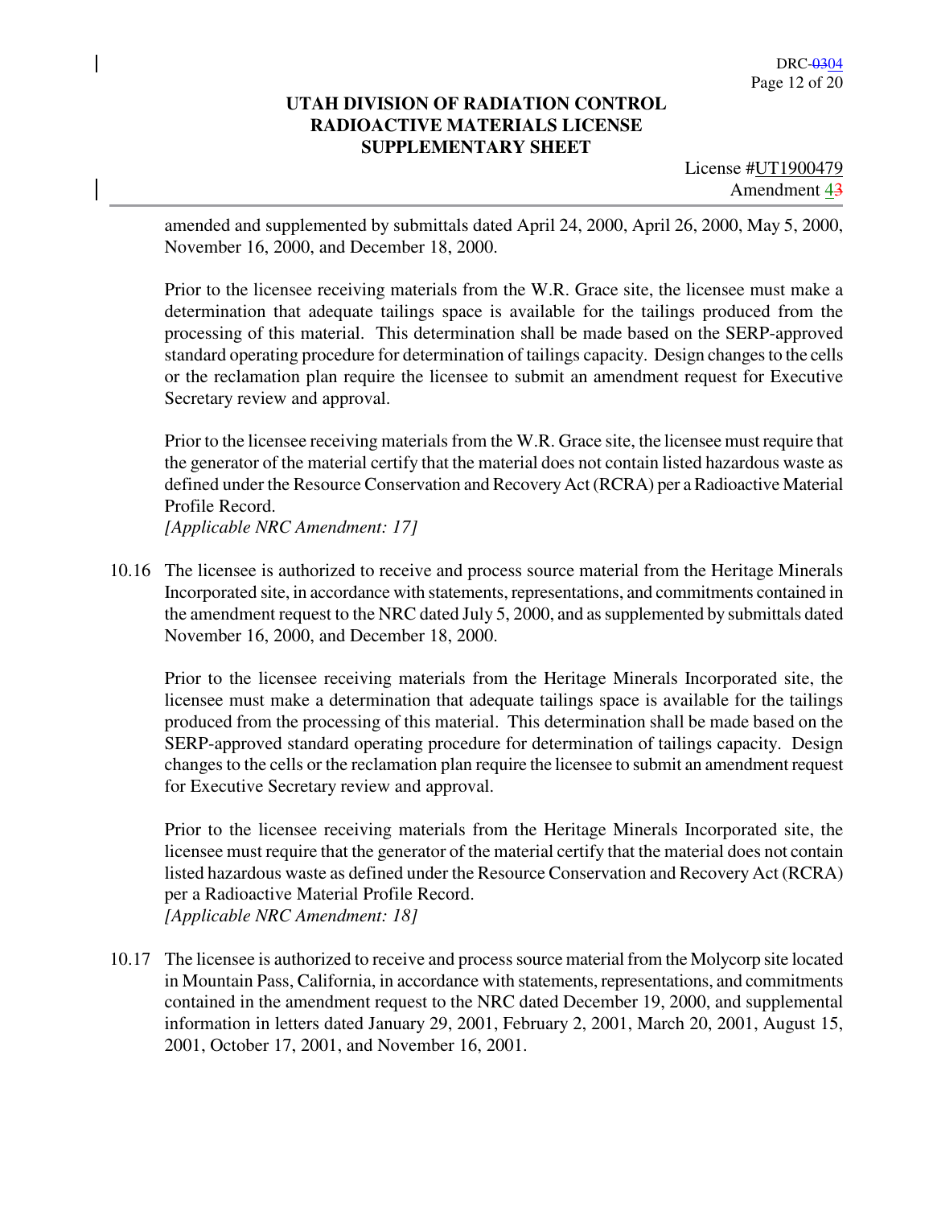amended and supplemented by submittals dated April 24, 2000, April 26, 2000, May 5, 2000, November 16, 2000, and December 18, 2000.

Prior to the licensee receiving materials from the W.R. Grace site, the licensee must make a determination that adequate tailings space is available for the tailings produced from the processing of this material. This determination shall be made based on the SERP-approved standard operating procedure for determination of tailings capacity. Design changes to the cells or the reclamation plan require the licensee to submit an amendment request for Executive Secretary review and approval.

Prior to the licensee receiving materials from the W.R. Grace site, the licensee must require that the generator of the material certify that the material does not contain listed hazardous waste as defined under the Resource Conservation and Recovery Act (RCRA) per a Radioactive Material Profile Record.
*[Applicable NRC Amendment: 17]*

10.16 The licensee is authorized to receive and process source material from the Heritage Minerals Incorporated site, in accordance with statements, representations, and commitments contained in the amendment request to the NRC dated July 5, 2000, and as supplemented by submittals dated November 16, 2000, and December 18, 2000.

Prior to the licensee receiving materials from the Heritage Minerals Incorporated site, the licensee must make a determination that adequate tailings space is available for the tailings produced from the processing of this material. This determination shall be made based on the SERP-approved standard operating procedure for determination of tailings capacity. Design changes to the cells or the reclamation plan require the licensee to submit an amendment request for Executive Secretary review and approval.

Prior to the licensee receiving materials from the Heritage Minerals Incorporated site, the licensee must require that the generator of the material certify that the material does not contain listed hazardous waste as defined under the Resource Conservation and Recovery Act (RCRA) per a Radioactive Material Profile Record.
*[Applicable NRC Amendment: 18]*

10.17 The licensee is authorized to receive and process source material from the Molycorp site located in Mountain Pass, California, in accordance with statements, representations, and commitments contained in the amendment request to the NRC dated December 19, 2000, and supplemental information in letters dated January 29, 2001, February 2, 2001, March 20, 2001, August 15, 2001, October 17, 2001, and November 16, 2001.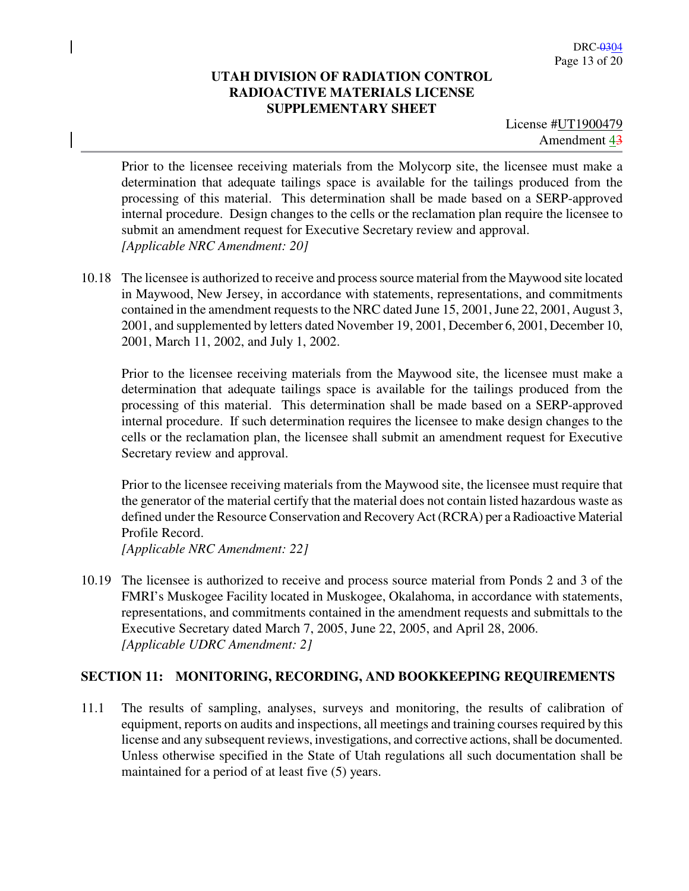Prior to the licensee receiving materials from the Molycorp site, the licensee must make a determination that adequate tailings space is available for the tailings produced from the processing of this material. This determination shall be made based on a SERP-approved internal procedure. Design changes to the cells or the reclamation plan require the licensee to submit an amendment request for Executive Secretary review and approval.
*[Applicable NRC Amendment: 20]*

10.18 The licensee is authorized to receive and process source material from the Maywood site located in Maywood, New Jersey, in accordance with statements, representations, and commitments contained in the amendment requests to the NRC dated June 15, 2001, June 22, 2001, August 3, 2001, and supplemented by letters dated November 19, 2001, December 6, 2001, December 10, 2001, March 11, 2002, and July 1, 2002.

Prior to the licensee receiving materials from the Maywood site, the licensee must make a determination that adequate tailings space is available for the tailings produced from the processing of this material. This determination shall be made based on a SERP-approved internal procedure. If such determination requires the licensee to make design changes to the cells or the reclamation plan, the licensee shall submit an amendment request for Executive Secretary review and approval.

Prior to the licensee receiving materials from the Maywood site, the licensee must require that the generator of the material certify that the material does not contain listed hazardous waste as defined under the Resource Conservation and Recovery Act (RCRA) per a Radioactive Material Profile Record.
*[Applicable NRC Amendment: 22]*

10.19 The licensee is authorized to receive and process source material from Ponds 2 and 3 of the FMRI's Muskogee Facility located in Muskogee, Okalahoma, in accordance with statements, representations, and commitments contained in the amendment requests and submittals to the Executive Secretary dated March 7, 2005, June 22, 2005, and April 28, 2006.
*[Applicable UDRC Amendment: 2]*

## SECTION 11: MONITORING, RECORDING, AND BOOKKEEPING REQUIREMENTS

11.1 The results of sampling, analyses, surveys and monitoring, the results of calibration of equipment, reports on audits and inspections, all meetings and training courses required by this license and any subsequent reviews, investigations, and corrective actions, shall be documented. Unless otherwise specified in the State of Utah regulations all such documentation shall be maintained for a period of at least five (5) years.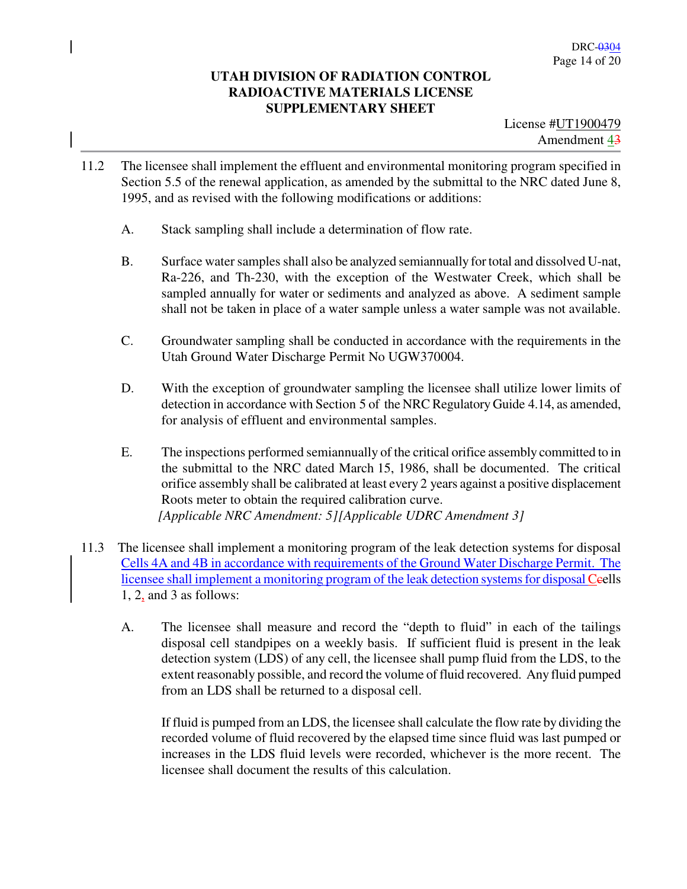**UTAH DIVISION OF RADIATION CONTROL**
**RADIOACTIVE MATERIALS LICENSE**
**SUPPLEMENTARY SHEET**

License #UT1900479
Amendment 4

11.2 The licensee shall implement the effluent and environmental monitoring program specified in Section 5.5 of the renewal application, as amended by the submittal to the NRC dated June 8, 1995, and as revised with the following modifications or additions:

A. Stack sampling shall include a determination of flow rate.

B. Surface water samples shall also be analyzed semiannually for total and dissolved U-nat, Ra-226, and Th-230, with the exception of the Westwater Creek, which shall be sampled annually for water or sediments and analyzed as above. A sediment sample shall not be taken in place of a water sample unless a water sample was not available.

C. Groundwater sampling shall be conducted in accordance with the requirements in the Utah Ground Water Discharge Permit No UGW370004.

D. With the exception of groundwater sampling the licensee shall utilize lower limits of detection in accordance with Section 5 of the NRC Regulatory Guide 4.14, as amended, for analysis of effluent and environmental samples.

E. The inspections performed semiannually of the critical orifice assembly committed to in the submittal to the NRC dated March 15, 1986, shall be documented. The critical orifice assembly shall be calibrated at least every 2 years against a positive displacement Roots meter to obtain the required calibration curve.
*[Applicable NRC Amendment: 5][Applicable UDRC Amendment 3]*

11.3 The licensee shall implement a monitoring program of the leak detection systems for disposal Cells 4A and 4B in accordance with requirements of the Ground Water Discharge Permit. The licensee shall implement a monitoring program of the leak detection systems for disposal Cells 1, 2 and 3 as follows:

A. The licensee shall measure and record the "depth to fluid" in each of the tailings disposal cell standpipes on a weekly basis. If sufficient fluid is present in the leak detection system (LDS) of any cell, the licensee shall pump fluid from the LDS, to the extent reasonably possible, and record the volume of fluid recovered. Any fluid pumped from an LDS shall be returned to a disposal cell.

If fluid is pumped from an LDS, the licensee shall calculate the flow rate by dividing the recorded volume of fluid recovered by the elapsed time since fluid was last pumped or increases in the LDS fluid levels were recorded, whichever is the more recent. The licensee shall document the results of this calculation.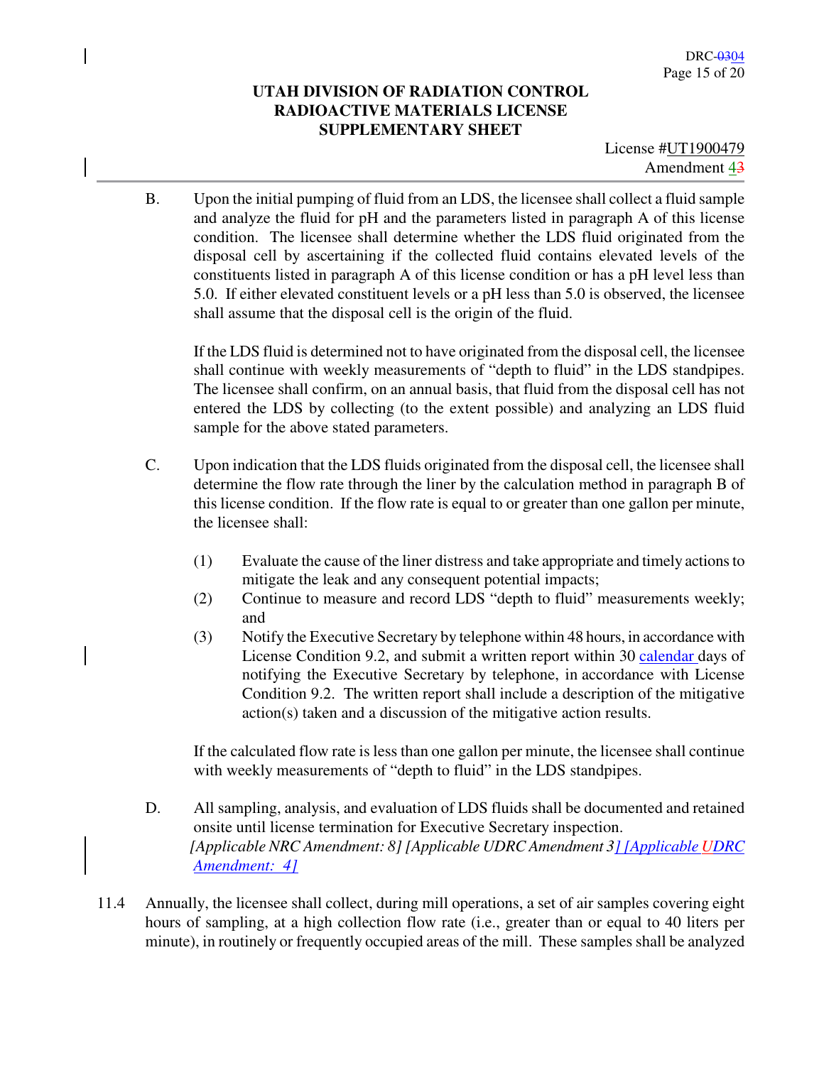B. Upon the initial pumping of fluid from an LDS, the licensee shall collect a fluid sample and analyze the fluid for pH and the parameters listed in paragraph A of this license condition. The licensee shall determine whether the LDS fluid originated from the disposal cell by ascertaining if the collected fluid contains elevated levels of the constituents listed in paragraph A of this license condition or has a pH level less than 5.0. If either elevated constituent levels or a pH less than 5.0 is observed, the licensee shall assume that the disposal cell is the origin of the fluid.

   If the LDS fluid is determined not to have originated from the disposal cell, the licensee shall continue with weekly measurements of "depth to fluid" in the LDS standpipes. The licensee shall confirm, on an annual basis, that fluid from the disposal cell has not entered the LDS by collecting (to the extent possible) and analyzing an LDS fluid sample for the above stated parameters.

C. Upon indication that the LDS fluids originated from the disposal cell, the licensee shall determine the flow rate through the liner by the calculation method in paragraph B of this license condition. If the flow rate is equal to or greater than one gallon per minute, the licensee shall:

   (1) Evaluate the cause of the liner distress and take appropriate and timely actions to mitigate the leak and any consequent potential impacts;
   (2) Continue to measure and record LDS "depth to fluid" measurements weekly; and
   (3) Notify the Executive Secretary by telephone within 48 hours, in accordance with License Condition 9.2, and submit a written report within 30 calendar days of notifying the Executive Secretary by telephone, in accordance with License Condition 9.2. The written report shall include a description of the mitigative action(s) taken and a discussion of the mitigative action results.

   If the calculated flow rate is less than one gallon per minute, the licensee shall continue with weekly measurements of "depth to fluid" in the LDS standpipes.

D. All sampling, analysis, and evaluation of LDS fluids shall be documented and retained onsite until license termination for Executive Secretary inspection.
   *[Applicable NRC Amendment: 8] [Applicable UDRC Amendment 3] [Applicable UDRC Amendment: 4]*

11.4 Annually, the licensee shall collect, during mill operations, a set of air samples covering eight hours of sampling, at a high collection flow rate (i.e., greater than or equal to 40 liters per minute), in routinely or frequently occupied areas of the mill. These samples shall be analyzed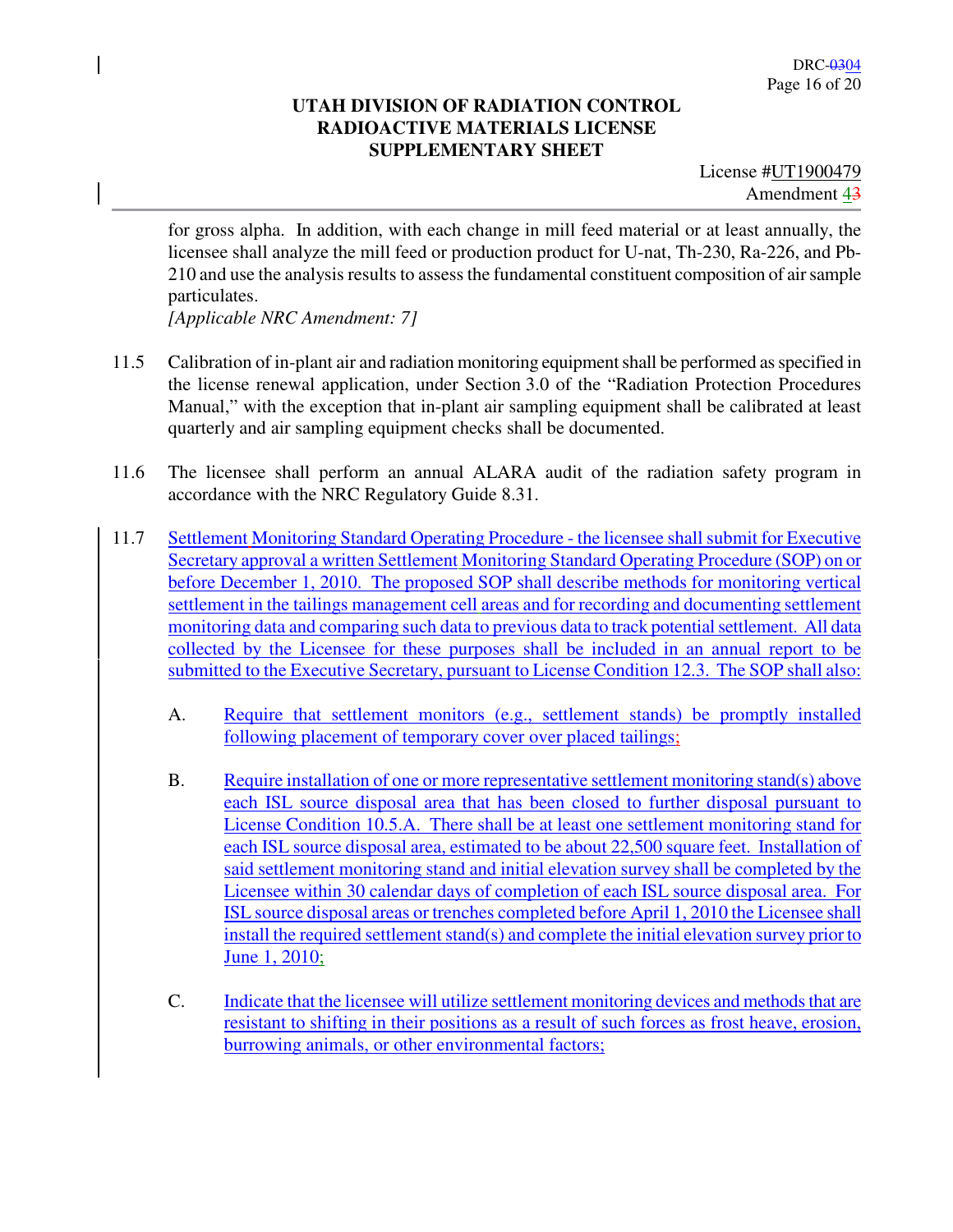for gross alpha. In addition, with each change in mill feed material or at least annually, the licensee shall analyze the mill feed or production product for U-nat, Th-230, Ra-226, and Pb-210 and use the analysis results to assess the fundamental constituent composition of air sample particulates.
*[Applicable NRC Amendment: 7]*

11.5 Calibration of in-plant air and radiation monitoring equipment shall be performed as specified in the license renewal application, under Section 3.0 of the "Radiation Protection Procedures Manual," with the exception that in-plant air sampling equipment shall be calibrated at least quarterly and air sampling equipment checks shall be documented.

11.6 The licensee shall perform an annual ALARA audit of the radiation safety program in accordance with the NRC Regulatory Guide 8.31.

11.7 Settlement Monitoring Standard Operating Procedure - the licensee shall submit for Executive Secretary approval a written Settlement Monitoring Standard Operating Procedure (SOP) on or before December 1, 2010. The proposed SOP shall describe methods for monitoring vertical settlement in the tailings management cell areas and for recording and documenting settlement monitoring data and comparing such data to previous data to track potential settlement. All data collected by the Licensee for these purposes shall be included in an annual report to be submitted to the Executive Secretary, pursuant to License Condition 12.3. The SOP shall also:

   A. Require that settlement monitors (e.g., settlement stands) be promptly installed following placement of temporary cover over placed tailings;

   B. Require installation of one or more representative settlement monitoring stand(s) above each ISL source disposal area that has been closed to further disposal pursuant to License Condition 10.5.A. There shall be at least one settlement monitoring stand for each ISL source disposal area, estimated to be about 22,500 square feet. Installation of said settlement monitoring stand and initial elevation survey shall be completed by the Licensee within 30 calendar days of completion of each ISL source disposal area. For ISL source disposal areas or trenches completed before April 1, 2010 the Licensee shall install the required settlement stand(s) and complete the initial elevation survey prior to June 1, 2010;

   C. Indicate that the licensee will utilize settlement monitoring devices and methods that are resistant to shifting in their positions as a result of such forces as frost heave, erosion, burrowing animals, or other environmental factors;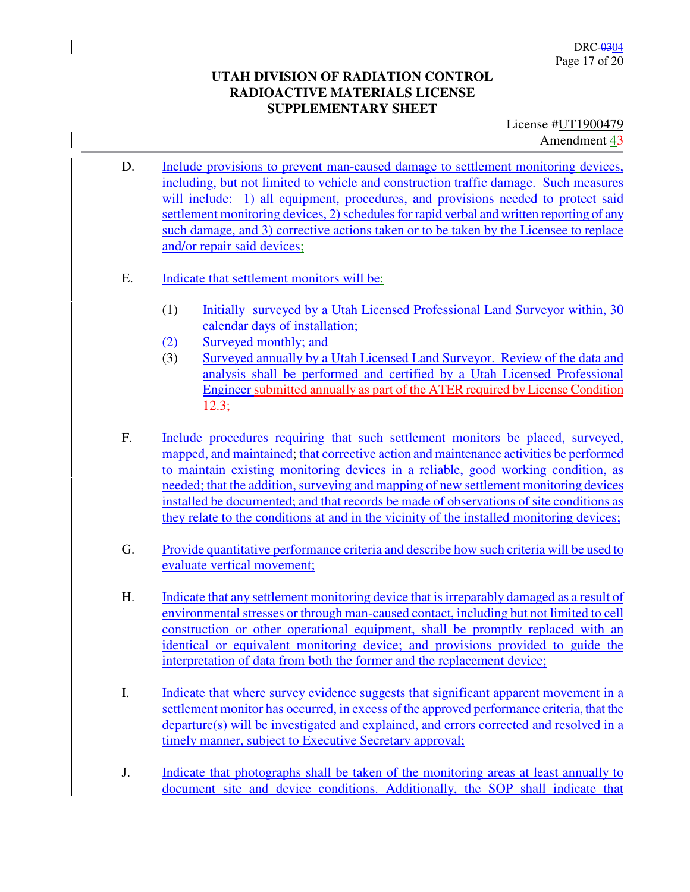D. Include provisions to prevent man-caused damage to settlement monitoring devices, including, but not limited to vehicle and construction traffic damage. Such measures will include: 1) all equipment, procedures, and provisions needed to protect said settlement monitoring devices, 2) schedules for rapid verbal and written reporting of any such damage, and 3) corrective actions taken or to be taken by the Licensee to replace and/or repair said devices;

E. Indicate that settlement monitors will be:

   (1) Initially surveyed by a Utah Licensed Professional Land Surveyor within, 30 calendar days of installation;
   (2) Surveyed monthly; and
   (3) Surveyed annually by a Utah Licensed Land Surveyor. Review of the data and analysis shall be performed and certified by a Utah Licensed Professional Engineer submitted annually as part of the ATER required by License Condition 12.3;

F. Include procedures requiring that such settlement monitors be placed, surveyed, mapped, and maintained; that corrective action and maintenance activities be performed to maintain existing monitoring devices in a reliable, good working condition, as needed; that the addition, surveying and mapping of new settlement monitoring devices installed be documented; and that records be made of observations of site conditions as they relate to the conditions at and in the vicinity of the installed monitoring devices;

G. Provide quantitative performance criteria and describe how such criteria will be used to evaluate vertical movement;

H. Indicate that any settlement monitoring device that is irreparably damaged as a result of environmental stresses or through man-caused contact, including but not limited to cell construction or other operational equipment, shall be promptly replaced with an identical or equivalent monitoring device; and provisions provided to guide the interpretation of data from both the former and the replacement device;

I. Indicate that where survey evidence suggests that significant apparent movement in a settlement monitor has occurred, in excess of the approved performance criteria, that the departure(s) will be investigated and explained, and errors corrected and resolved in a timely manner, subject to Executive Secretary approval;

J. Indicate that photographs shall be taken of the monitoring areas at least annually to document site and device conditions. Additionally, the SOP shall indicate that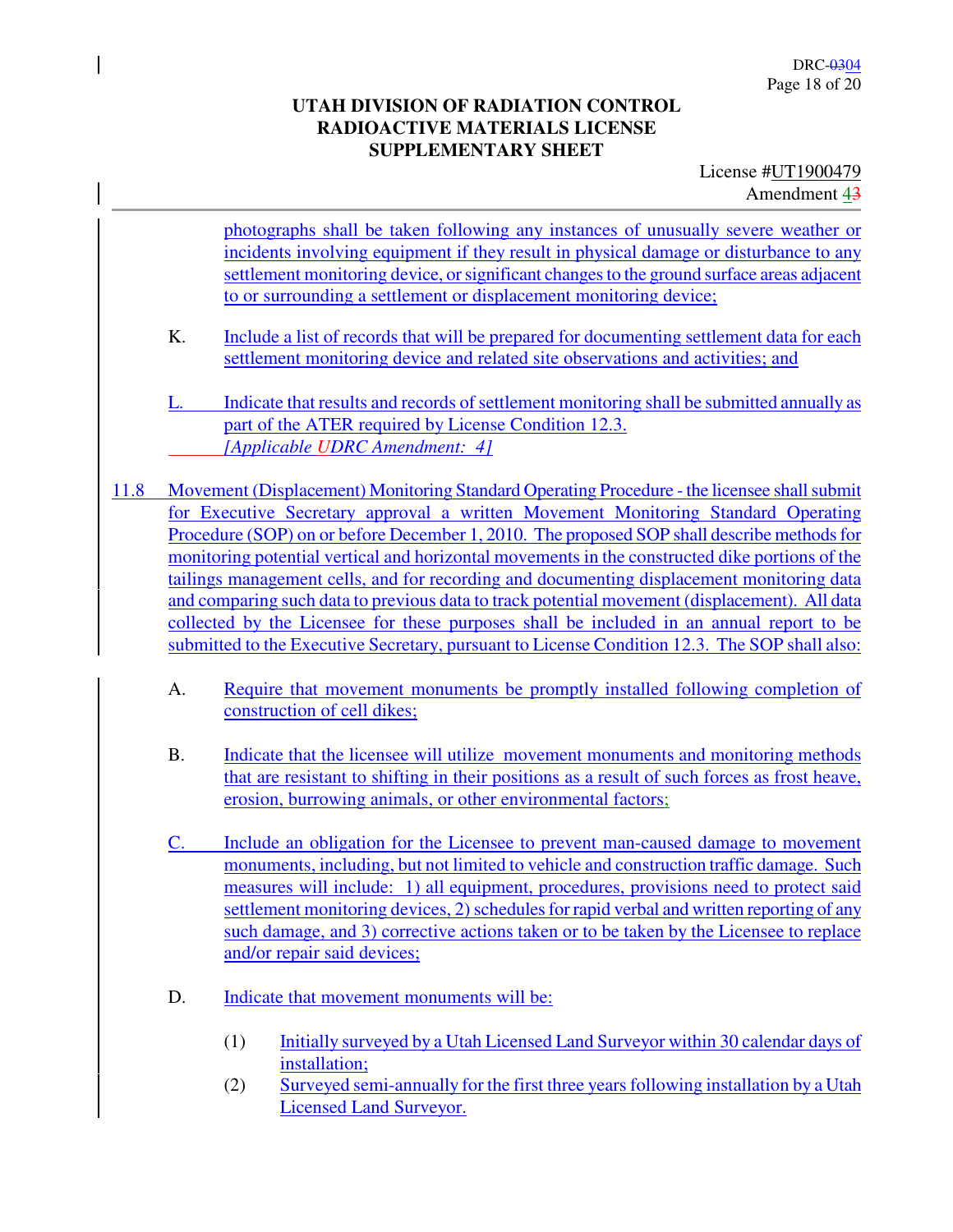photographs shall be taken following any instances of unusually severe weather or incidents involving equipment if they result in physical damage or disturbance to any settlement monitoring device, or significant changes to the ground surface areas adjacent to or surrounding a settlement or displacement monitoring device;

K. Include a list of records that will be prepared for documenting settlement data for each settlement monitoring device and related site observations and activities; and

L. Indicate that results and records of settlement monitoring shall be submitted annually as part of the ATER required by License Condition 12.3.
*[Applicable UDRC Amendment: 4]*

11.8 Movement (Displacement) Monitoring Standard Operating Procedure - the licensee shall submit for Executive Secretary approval a written Movement Monitoring Standard Operating Procedure (SOP) on or before December 1, 2010. The proposed SOP shall describe methods for monitoring potential vertical and horizontal movements in the constructed dike portions of the tailings management cells, and for recording and documenting displacement monitoring data and comparing such data to previous data to track potential movement (displacement). All data collected by the Licensee for these purposes shall be included in an annual report to be submitted to the Executive Secretary, pursuant to License Condition 12.3. The SOP shall also:

A. Require that movement monuments be promptly installed following completion of construction of cell dikes;

B. Indicate that the licensee will utilize movement monuments and monitoring methods that are resistant to shifting in their positions as a result of such forces as frost heave, erosion, burrowing animals, or other environmental factors;

C. Include an obligation for the Licensee to prevent man-caused damage to movement monuments, including, but not limited to vehicle and construction traffic damage. Such measures will include: 1) all equipment, procedures, provisions need to protect said settlement monitoring devices, 2) schedules for rapid verbal and written reporting of any such damage, and 3) corrective actions taken or to be taken by the Licensee to replace and/or repair said devices;

D. Indicate that movement monuments will be:

(1) Initially surveyed by a Utah Licensed Land Surveyor within 30 calendar days of installation;

(2) Surveyed semi-annually for the first three years following installation by a Utah Licensed Land Surveyor.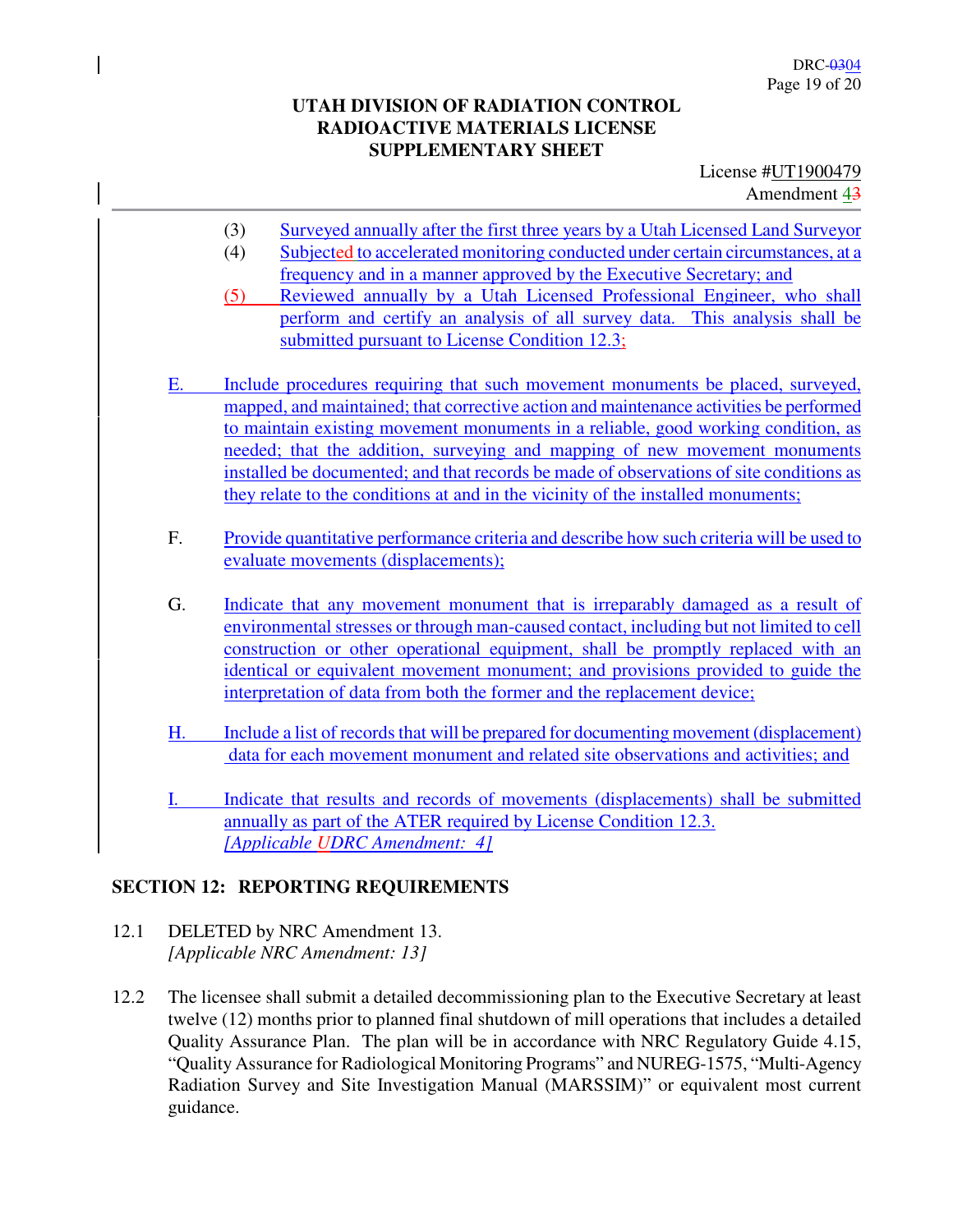(3) Surveyed annually after the first three years by a Utah Licensed Land Surveyor

(4) Subjected to accelerated monitoring conducted under certain circumstances, at a frequency and in a manner approved by the Executive Secretary; and

(5) Reviewed annually by a Utah Licensed Professional Engineer, who shall perform and certify an analysis of all survey data. This analysis shall be submitted pursuant to License Condition 12.3;

E. Include procedures requiring that such movement monuments be placed, surveyed, mapped, and maintained; that corrective action and maintenance activities be performed to maintain existing movement monuments in a reliable, good working condition, as needed; that the addition, surveying and mapping of new movement monuments installed be documented; and that records be made of observations of site conditions as they relate to the conditions at and in the vicinity of the installed monuments;

F. Provide quantitative performance criteria and describe how such criteria will be used to evaluate movements (displacements);

G. Indicate that any movement monument that is irreparably damaged as a result of environmental stresses or through man-caused contact, including but not limited to cell construction or other operational equipment, shall be promptly replaced with an identical or equivalent movement monument; and provisions provided to guide the interpretation of data from both the former and the replacement device;

H. Include a list of records that will be prepared for documenting movement (displacement) data for each movement monument and related site observations and activities; and

I. Indicate that results and records of movements (displacements) shall be submitted annually as part of the ATER required by License Condition 12.3.
*[Applicable UDRC Amendment: 4]*

## SECTION 12: REPORTING REQUIREMENTS

12.1 DELETED by NRC Amendment 13.
*[Applicable NRC Amendment: 13]*

12.2 The licensee shall submit a detailed decommissioning plan to the Executive Secretary at least twelve (12) months prior to planned final shutdown of mill operations that includes a detailed Quality Assurance Plan. The plan will be in accordance with NRC Regulatory Guide 4.15, "Quality Assurance for Radiological Monitoring Programs" and NUREG-1575, "Multi-Agency Radiation Survey and Site Investigation Manual (MARSSIM)" or equivalent most current guidance.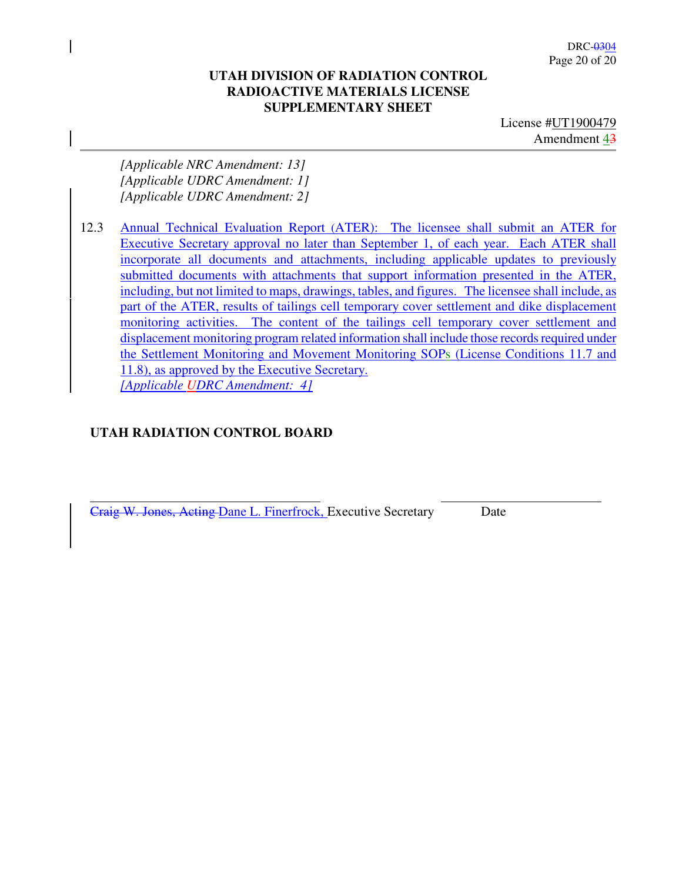*[Applicable NRC Amendment: 13]*
*[Applicable UDRC Amendment: 1]*
*[Applicable UDRC Amendment: 2]*

12.3 Annual Technical Evaluation Report (ATER): The licensee shall submit an ATER for Executive Secretary approval no later than September 1, of each year. Each ATER shall incorporate all documents and attachments, including applicable updates to previously submitted documents with attachments that support information presented in the ATER, including, but not limited to maps, drawings, tables, and figures. The licensee shall include, as part of the ATER, results of tailings cell temporary cover settlement and dike displacement monitoring activities. The content of the tailings cell temporary cover settlement and displacement monitoring program related information shall include those records required under the Settlement Monitoring and Movement Monitoring SOPs (License Conditions 11.7 and 11.8), as approved by the Executive Secretary.
*[Applicable UDRC Amendment: 4]*

**UTAH RADIATION CONTROL BOARD**

~~Craig W. Jones, Acting~~ Dane L. Finerfrock, Executive Secretary                Date